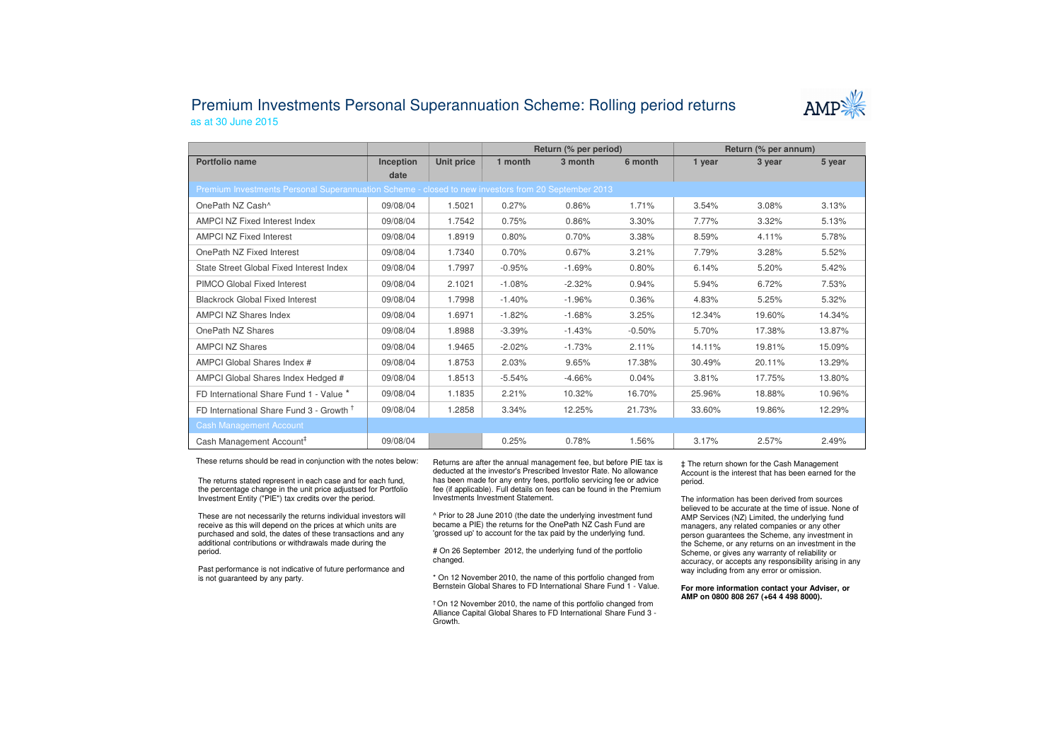# Premium Investments Personal Superannuation Scheme: Rolling period returns

as at 30 June 2015

| | | | Return (% per period) | | | Return (% per annum) | | |
|---|---|---|---|---|---|---|---|---|
| **Portfolio name** | **Inception date** | **Unit price** | **1 month** | **3 month** | **6 month** | **1 year** | **3 year** | **5 year** |
| Premium Investments Personal Superannuation Scheme - closed to new investors from 20 September 2013 | | | | | | | | |
| OnePath NZ Cash^ | 09/08/04 | 1.5021 | 0.27% | 0.86% | 1.71% | 3.54% | 3.08% | 3.13% |
| AMPCI NZ Fixed Interest Index | 09/08/04 | 1.7542 | 0.75% | 0.86% | 3.30% | 7.77% | 3.32% | 5.13% |
| AMPCI NZ Fixed Interest | 09/08/04 | 1.8919 | 0.80% | 0.70% | 3.38% | 8.59% | 4.11% | 5.78% |
| OnePath NZ Fixed Interest | 09/08/04 | 1.7340 | 0.70% | 0.67% | 3.21% | 7.79% | 3.28% | 5.52% |
| State Street Global Fixed Interest Index | 09/08/04 | 1.7997 | -0.95% | -1.69% | 0.80% | 6.14% | 5.20% | 5.42% |
| PIMCO Global Fixed Interest | 09/08/04 | 2.1021 | -1.08% | -2.32% | 0.94% | 5.94% | 6.72% | 7.53% |
| Blackrock Global Fixed Interest | 09/08/04 | 1.7998 | -1.40% | -1.96% | 0.36% | 4.83% | 5.25% | 5.32% |
| AMPCI NZ Shares Index | 09/08/04 | 1.6971 | -1.82% | -1.68% | 3.25% | 12.34% | 19.60% | 14.34% |
| OnePath NZ Shares | 09/08/04 | 1.8988 | -3.39% | -1.43% | -0.50% | 5.70% | 17.38% | 13.87% |
| AMPCI NZ Shares | 09/08/04 | 1.9465 | -2.02% | -1.73% | 2.11% | 14.11% | 19.81% | 15.09% |
| AMPCI Global Shares Index # | 09/08/04 | 1.8753 | 2.03% | 9.65% | 17.38% | 30.49% | 20.11% | 13.29% |
| AMPCI Global Shares Index Hedged # | 09/08/04 | 1.8513 | -5.54% | -4.66% | 0.04% | 3.81% | 17.75% | 13.80% |
| FD International Share Fund 1 - Value * | 09/08/04 | 1.1835 | 2.21% | 10.32% | 16.70% | 25.96% | 18.88% | 10.96% |
| FD International Share Fund 3 - Growth † | 09/08/04 | 1.2858 | 3.34% | 12.25% | 21.73% | 33.60% | 19.86% | 12.29% |
| Cash Management Account | | | | | | | | |
| Cash Management Account‡ | 09/08/04 | | 0.25% | 0.78% | 1.56% | 3.17% | 2.57% | 2.49% |

These returns should be read in conjunction with the notes below:

The returns stated represent in each case and for each fund, the percentage change in the unit price adjustsed for Portfolio Investment Entity ("PIE") tax credits over the period.

These are not necessarily the returns individual investors will receive as this will depend on the prices at which units are purchased and sold, the dates of these transactions and any additional contributions or withdrawals made during the period.

Past performance is not indicative of future performance and is not guaranteed by any party.

Returns are after the annual management fee, but before PIE tax is deducted at the investor's Prescribed Investor Rate. No allowance has been made for any entry fees, portfolio servicing fee or advice fee (if applicable). Full details on fees can be found in the Premium Investments Investment Statement.

^ Prior to 28 June 2010 (the date the underlying investment fund became a PIE) the returns for the OnePath NZ Cash Fund are 'grossed up' to account for the tax paid by the underlying fund.

# On 26 September 2012, the underlying fund of the portfolio changed.

* On 12 November 2010, the name of this portfolio changed from Bernstein Global Shares to FD International Share Fund 1 - Value.

† On 12 November 2010, the name of this portfolio changed from Alliance Capital Global Shares to FD International Share Fund 3 - Growth.

‡ The return shown for the Cash Management Account is the interest that has been earned for the period.

The information has been derived from sources believed to be accurate at the time of issue. None of AMP Services (NZ) Limited, the underlying fund managers, any related companies or any other person guarantees the Scheme, any investment in the Scheme, or any returns on an investment in the Scheme, or gives any warranty of reliability or accuracy, or accepts any responsibility arising in any way including from any error or omission.

**For more information contact your Adviser, or AMP on 0800 808 267 (+64 4 498 8000).**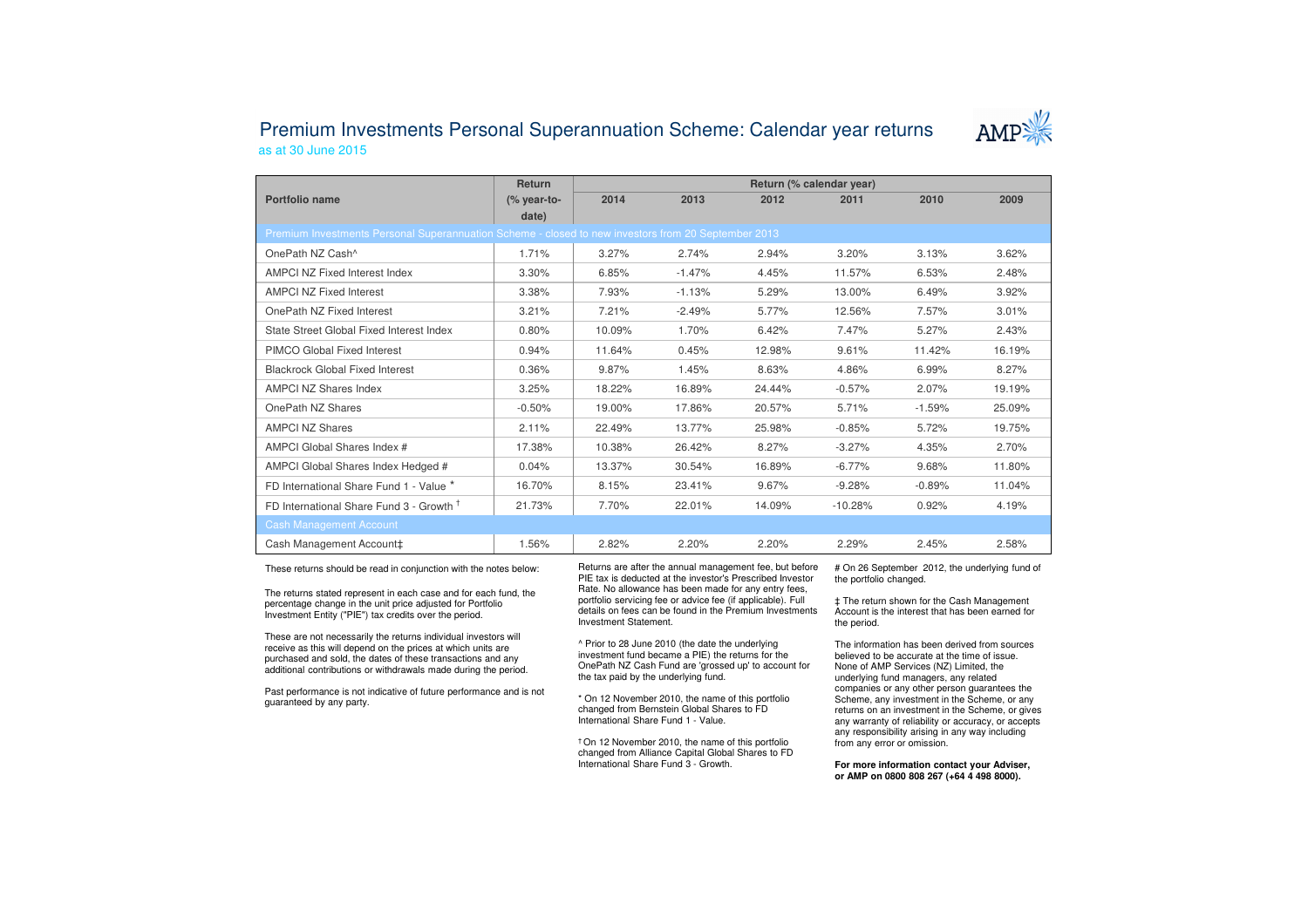# Premium Investments Personal Superannuation Scheme: Calendar year returns

as at 30 June 2015

| Portfolio name | Return (% year-to-date) | Return (% calendar year) | | | | | |
|---|---|---|---|---|---|---|---|
| | | 2014 | 2013 | 2012 | 2011 | 2010 | 2009 |
| Premium Investments Personal Superannuation Scheme - closed to new investors from 20 September 2013 | | | | | | | |
| OnePath NZ Cash^ | 1.71% | 3.27% | 2.74% | 2.94% | 3.20% | 3.13% | 3.62% |
| AMPCI NZ Fixed Interest Index | 3.30% | 6.85% | -1.47% | 4.45% | 11.57% | 6.53% | 2.48% |
| AMPCI NZ Fixed Interest | 3.38% | 7.93% | -1.13% | 5.29% | 13.00% | 6.49% | 3.92% |
| OnePath NZ Fixed Interest | 3.21% | 7.21% | -2.49% | 5.77% | 12.56% | 7.57% | 3.01% |
| State Street Global Fixed Interest Index | 0.80% | 10.09% | 1.70% | 6.42% | 7.47% | 5.27% | 2.43% |
| PIMCO Global Fixed Interest | 0.94% | 11.64% | 0.45% | 12.98% | 9.61% | 11.42% | 16.19% |
| Blackrock Global Fixed Interest | 0.36% | 9.87% | 1.45% | 8.63% | 4.86% | 6.99% | 8.27% |
| AMPCI NZ Shares Index | 3.25% | 18.22% | 16.89% | 24.44% | -0.57% | 2.07% | 19.19% |
| OnePath NZ Shares | -0.50% | 19.00% | 17.86% | 20.57% | 5.71% | -1.59% | 25.09% |
| AMPCI NZ Shares | 2.11% | 22.49% | 13.77% | 25.98% | -0.85% | 5.72% | 19.75% |
| AMPCI Global Shares Index # | 17.38% | 10.38% | 26.42% | 8.27% | -3.27% | 4.35% | 2.70% |
| AMPCI Global Shares Index Hedged # | 0.04% | 13.37% | 30.54% | 16.89% | -6.77% | 9.68% | 11.80% |
| FD International Share Fund 1 - Value * | 16.70% | 8.15% | 23.41% | 9.67% | -9.28% | -0.89% | 11.04% |
| FD International Share Fund 3 - Growth † | 21.73% | 7.70% | 22.01% | 14.09% | -10.28% | 0.92% | 4.19% |
| Cash Management Account | | | | | | | |
| Cash Management Account‡ | 1.56% | 2.82% | 2.20% | 2.20% | 2.29% | 2.45% | 2.58% |

These returns should be read in conjunction with the notes below:

The returns stated represent in each case and for each fund, the percentage change in the unit price adjusted for Portfolio Investment Entity ("PIE") tax credits over the period.

These are not necessarily the returns individual investors will receive as this will depend on the prices at which units are purchased and sold, the dates of these transactions and any additional contributions or withdrawals made during the period.

Past performance is not indicative of future performance and is not guaranteed by any party.

Returns are after the annual management fee, but before PIE tax is deducted at the investor's Prescribed Investor Rate. No allowance has been made for any entry fees, portfolio servicing fee or advice fee (if applicable). Full details on fees can be found in the Premium Investments Investment Statement.

^ Prior to 28 June 2010 (the date the underlying investment fund became a PIE) the returns for the OnePath NZ Cash Fund are 'grossed up' to account for the tax paid by the underlying fund.

* On 12 November 2010, the name of this portfolio changed from Bernstein Global Shares to FD International Share Fund 1 - Value.

† On 12 November 2010, the name of this portfolio changed from Alliance Capital Global Shares to FD International Share Fund 3 - Growth.

# On 26 September 2012, the underlying fund of the portfolio changed.

‡ The return shown for the Cash Management Account is the interest that has been earned for the period.

The information has been derived from sources believed to be accurate at the time of issue. None of AMP Services (NZ) Limited, the underlying fund managers, any related companies or any other person guarantees the Scheme, any investment in the Scheme, or any returns on an investment in the Scheme, or gives any warranty of reliability or accuracy, or accepts any responsibility arising in any way including from any error or omission.

**For more information contact your Adviser, or AMP on 0800 808 267 (+64 4 498 8000).**